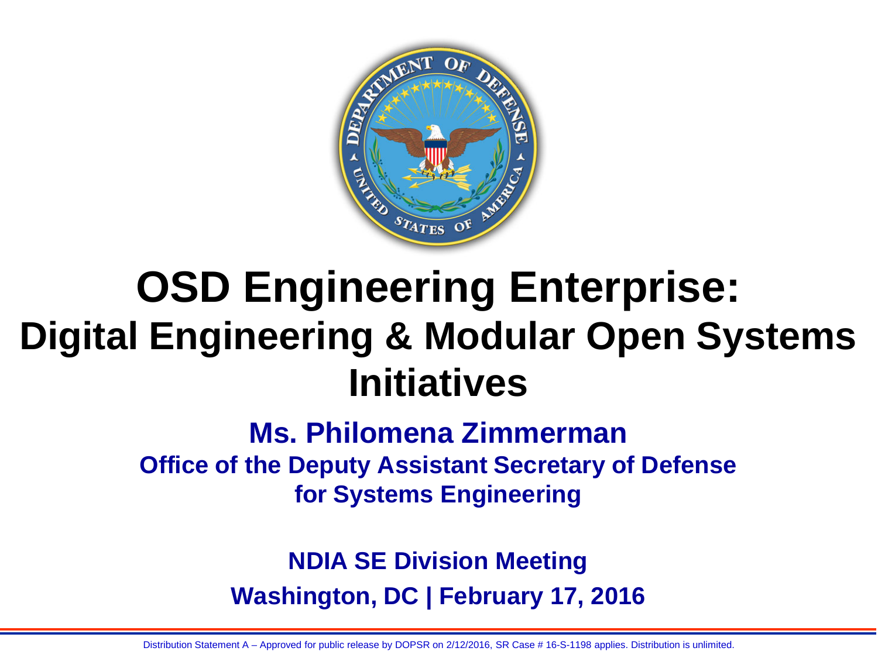# OSD Engineering Enterprise:

## Digital Engineering & Modular Open Systems Initiatives

**Ms. Philomena Zimmerman**

**Office of the Deputy Assistant Secretary of Defense for Systems Engineering**

**NDIA SE Division Meeting**

**Washington, DC | February 17, 2016**

Distribution Statement A – Approved for public release by DOPSR on 2/12/2016, SR Case # 16-S-1198 applies. Distribution is unlimited.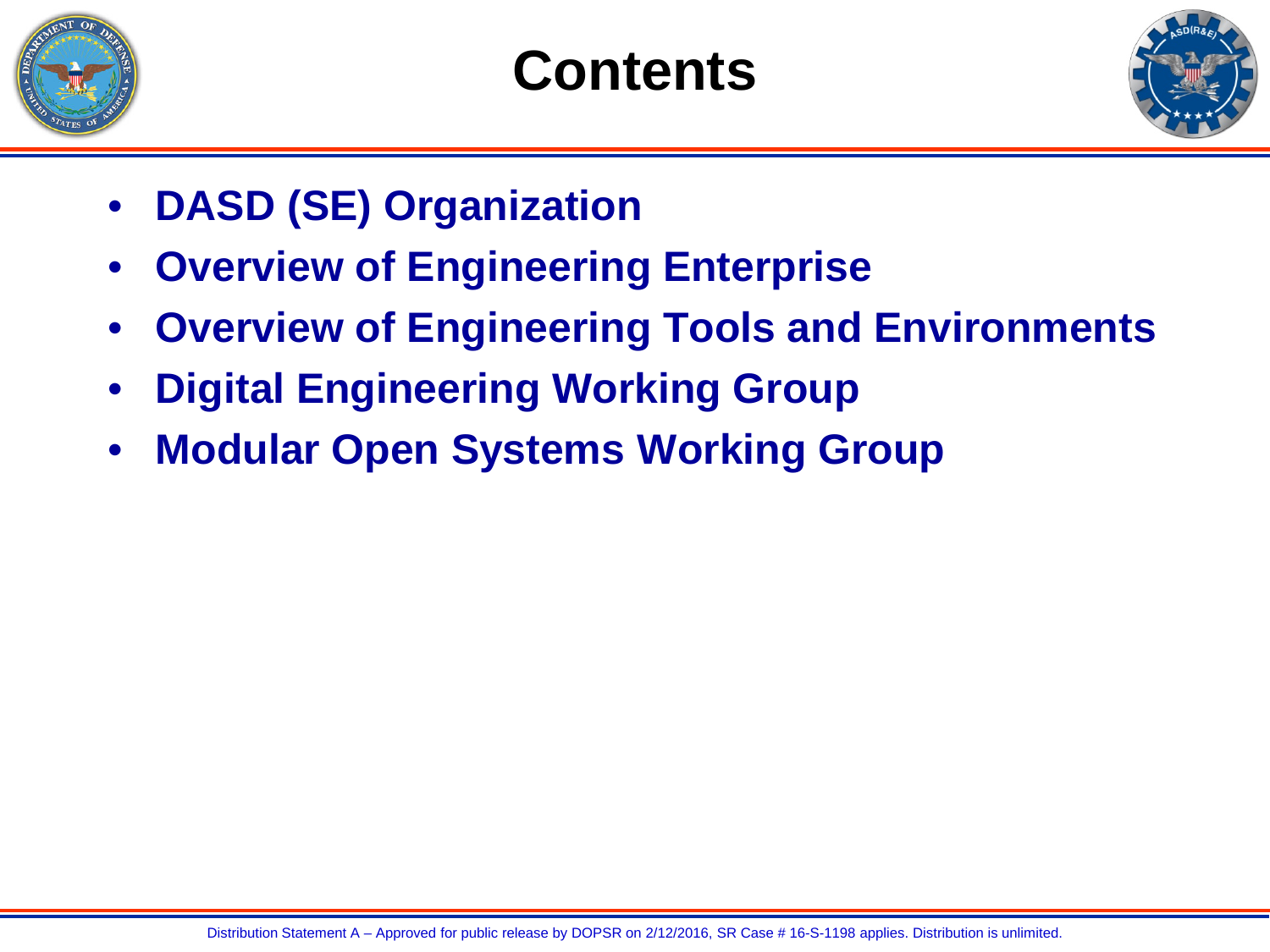# Contents

- **DASD (SE) Organization**
- **Overview of Engineering Enterprise**
- **Overview of Engineering Tools and Environments**
- **Digital Engineering Working Group**
- **Modular Open Systems Working Group**

Distribution Statement A – Approved for public release by DOPSR on 2/12/2016, SR Case # 16-S-1198 applies. Distribution is unlimited.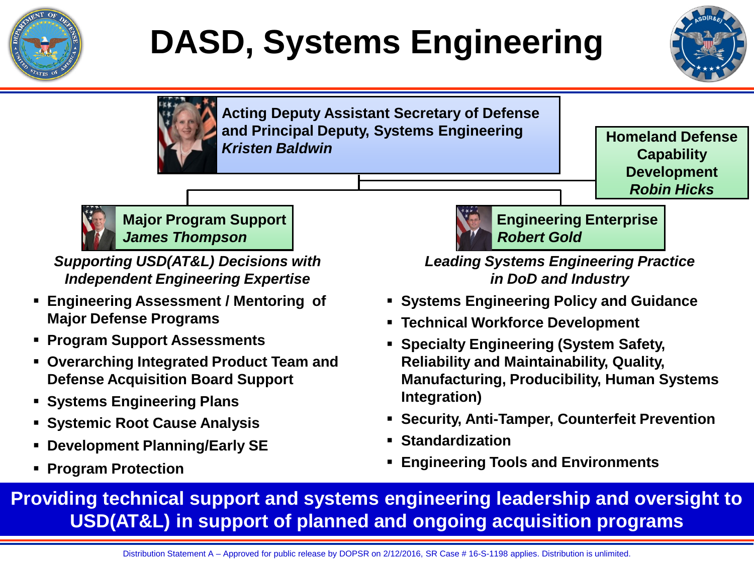# DASD, Systems Engineering

**Acting Deputy Assistant Secretary of Defense and Principal Deputy, Systems Engineering**
***Kristen Baldwin***

**Homeland Defense Capability Development**
***Robin Hicks***

## Major Program Support
***James Thompson***

***Supporting USD(AT&L) Decisions with Independent Engineering Expertise***

- **Engineering Assessment / Mentoring of Major Defense Programs**
- **Program Support Assessments**
- **Overarching Integrated Product Team and Defense Acquisition Board Support**
- **Systems Engineering Plans**
- **Systemic Root Cause Analysis**
- **Development Planning/Early SE**
- **Program Protection**

## Engineering Enterprise
***Robert Gold***

***Leading Systems Engineering Practice in DoD and Industry***

- **Systems Engineering Policy and Guidance**
- **Technical Workforce Development**
- **Specialty Engineering (System Safety, Reliability and Maintainability, Quality, Manufacturing, Producibility, Human Systems Integration)**
- **Security, Anti-Tamper, Counterfeit Prevention**
- **Standardization**
- **Engineering Tools and Environments**

**Providing technical support and systems engineering leadership and oversight to USD(AT&L) in support of planned and ongoing acquisition programs**

Distribution Statement A – Approved for public release by DOPSR on 2/12/2016, SR Case # 16-S-1198 applies. Distribution is unlimited.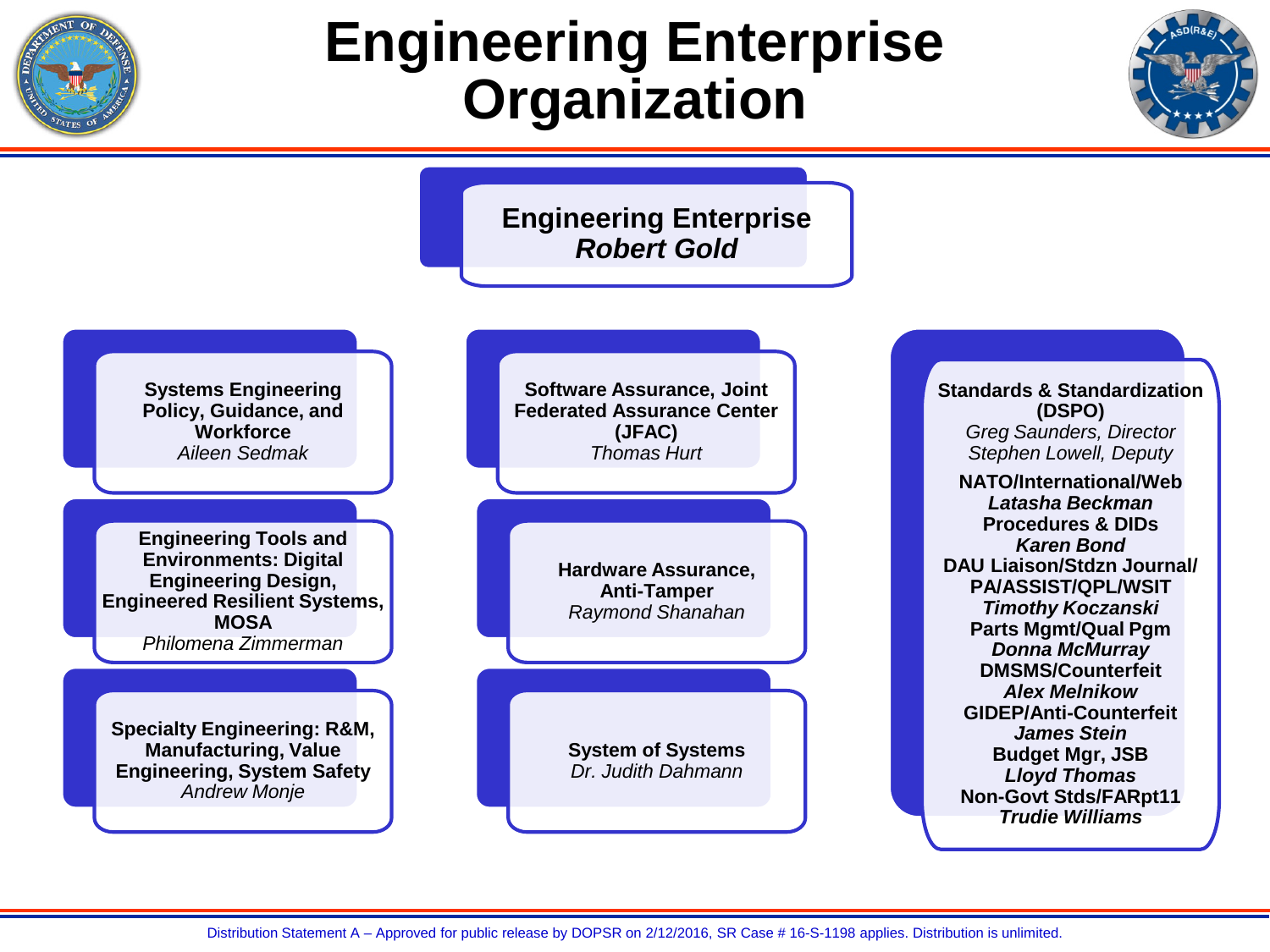# Engineering Enterprise Organization

**Engineering Enterprise**
***Robert Gold***

**Systems Engineering Policy, Guidance, and Workforce**
*Aileen Sedmak*

**Engineering Tools and Environments: Digital Engineering Design, Engineered Resilient Systems, MOSA**
*Philomena Zimmerman*

**Specialty Engineering: R&M, Manufacturing, Value Engineering, System Safety**
*Andrew Monje*

**Software Assurance, Joint Federated Assurance Center (JFAC)**
*Thomas Hurt*

**Hardware Assurance, Anti-Tamper**
*Raymond Shanahan*

**System of Systems**
*Dr. Judith Dahmann*

**Standards & Standardization (DSPO)**
*Greg Saunders, Director*
*Stephen Lowell, Deputy*

**NATO/International/Web**
***Latasha Beckman***
**Procedures & DIDs**
***Karen Bond***
**DAU Liaison/Stdzn Journal/ PA/ASSIST/QPL/WSIT**
***Timothy Koczanski***
**Parts Mgmt/Qual Pgm**
***Donna McMurray***
**DMSMS/Counterfeit**
***Alex Melnikow***
**GIDEP/Anti-Counterfeit**
***James Stein***
**Budget Mgr, JSB**
***Lloyd Thomas***
**Non-Govt Stds/FARpt11**
***Trudie Williams***

Distribution Statement A – Approved for public release by DOPSR on 2/12/2016, SR Case # 16-S-1198 applies. Distribution is unlimited.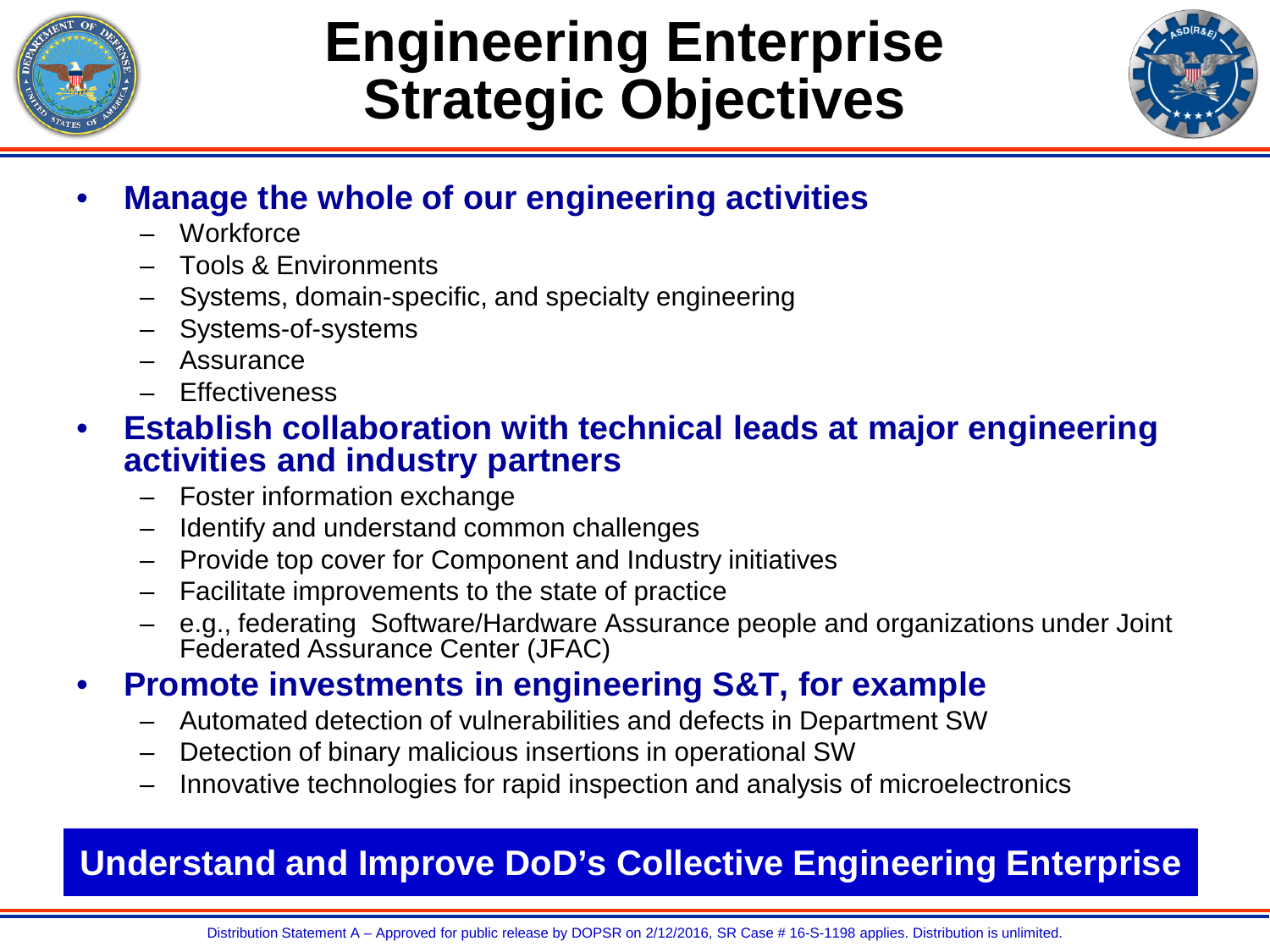# Engineering Enterprise Strategic Objectives

- **Manage the whole of our engineering activities**
  - Workforce
  - Tools & Environments
  - Systems, domain-specific, and specialty engineering
  - Systems-of-systems
  - Assurance
  - Effectiveness
- **Establish collaboration with technical leads at major engineering activities and industry partners**
  - Foster information exchange
  - Identify and understand common challenges
  - Provide top cover for Component and Industry initiatives
  - Facilitate improvements to the state of practice
  - e.g., federating Software/Hardware Assurance people and organizations under Joint Federated Assurance Center (JFAC)
- **Promote investments in engineering S&T, for example**
  - Automated detection of vulnerabilities and defects in Department SW
  - Detection of binary malicious insertions in operational SW
  - Innovative technologies for rapid inspection and analysis of microelectronics

**Understand and Improve DoD's Collective Engineering Enterprise**

Distribution Statement A – Approved for public release by DOPSR on 2/12/2016, SR Case # 16-S-1198 applies. Distribution is unlimited.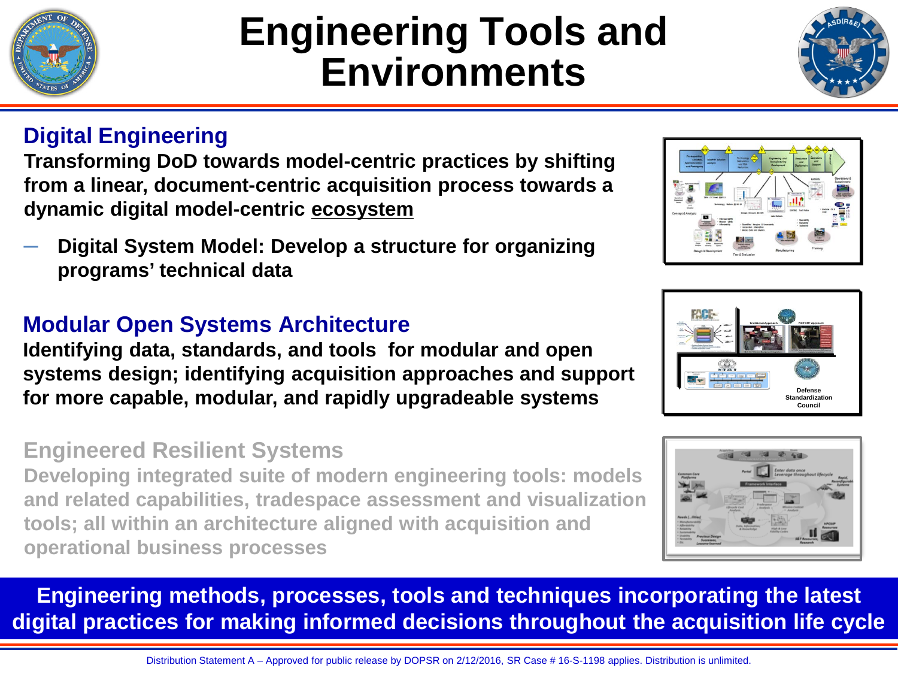# Engineering Tools and Environments

## Digital Engineering

**Transforming DoD towards model-centric practices by shifting from a linear, document-centric acquisition process towards a dynamic digital model-centric ecosystem**

- **Digital System Model: Develop a structure for organizing programs' technical data**

## Modular Open Systems Architecture

**Identifying data, standards, and tools for modular and open systems design; identifying acquisition approaches and support for more capable, modular, and rapidly upgradeable systems**

## Engineered Resilient Systems

**Developing integrated suite of modern engineering tools: models and related capabilities, tradespace assessment and visualization tools; all within an architecture aligned with acquisition and operational business processes**

**Engineering methods, processes, tools and techniques incorporating the latest digital practices for making informed decisions throughout the acquisition life cycle**

Distribution Statement A – Approved for public release by DOPSR on 2/12/2016, SR Case # 16-S-1198 applies. Distribution is unlimited.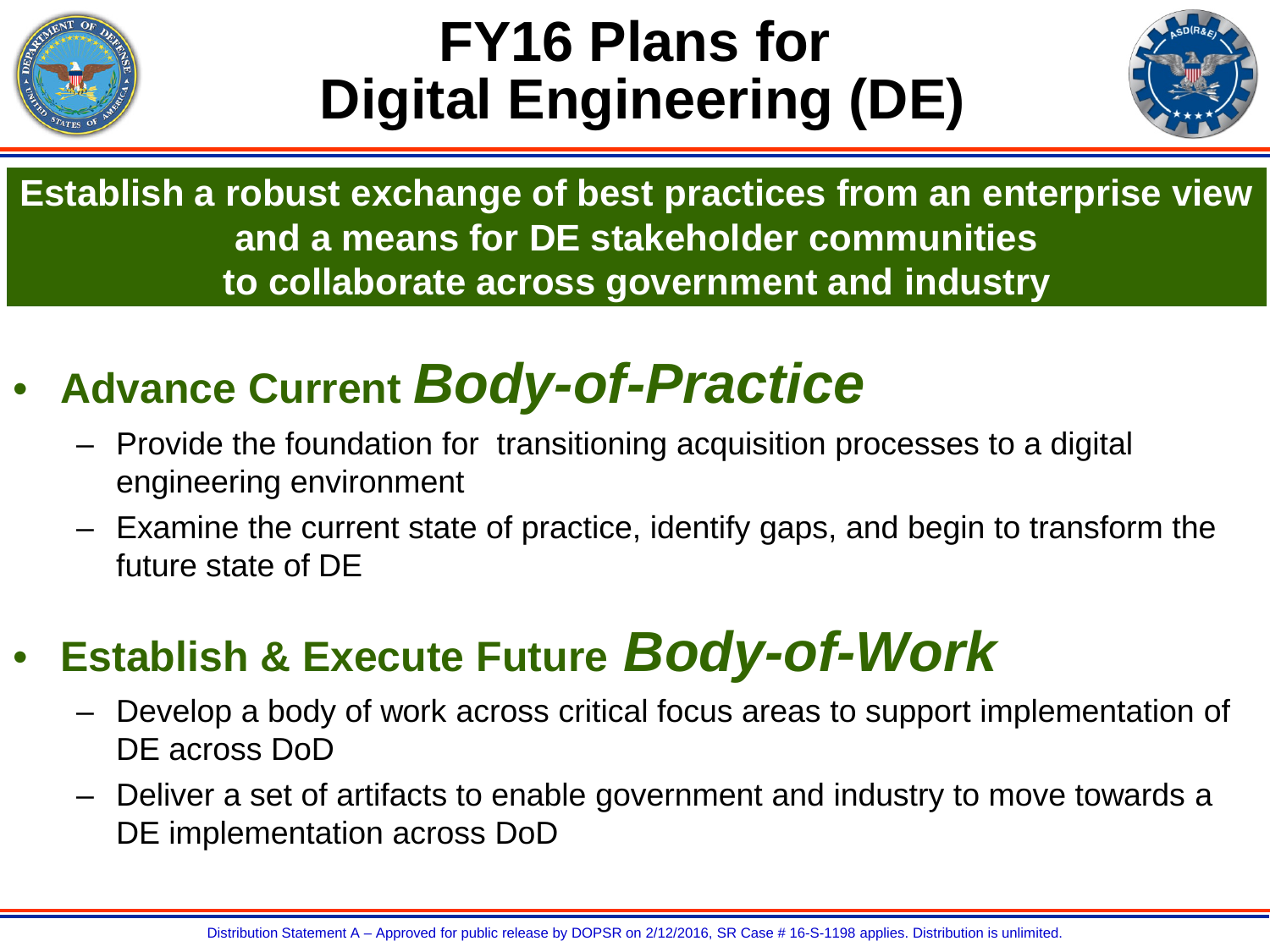# FY16 Plans for Digital Engineering (DE)

**Establish a robust exchange of best practices from an enterprise view and a means for DE stakeholder communities to collaborate across government and industry**

- **Advance Current *Body-of-Practice***
  - Provide the foundation for transitioning acquisition processes to a digital engineering environment
  - Examine the current state of practice, identify gaps, and begin to transform the future state of DE
- **Establish & Execute Future *Body-of-Work***
  - Develop a body of work across critical focus areas to support implementation of DE across DoD
  - Deliver a set of artifacts to enable government and industry to move towards a DE implementation across DoD

Distribution Statement A – Approved for public release by DOPSR on 2/12/2016, SR Case # 16-S-1198 applies. Distribution is unlimited.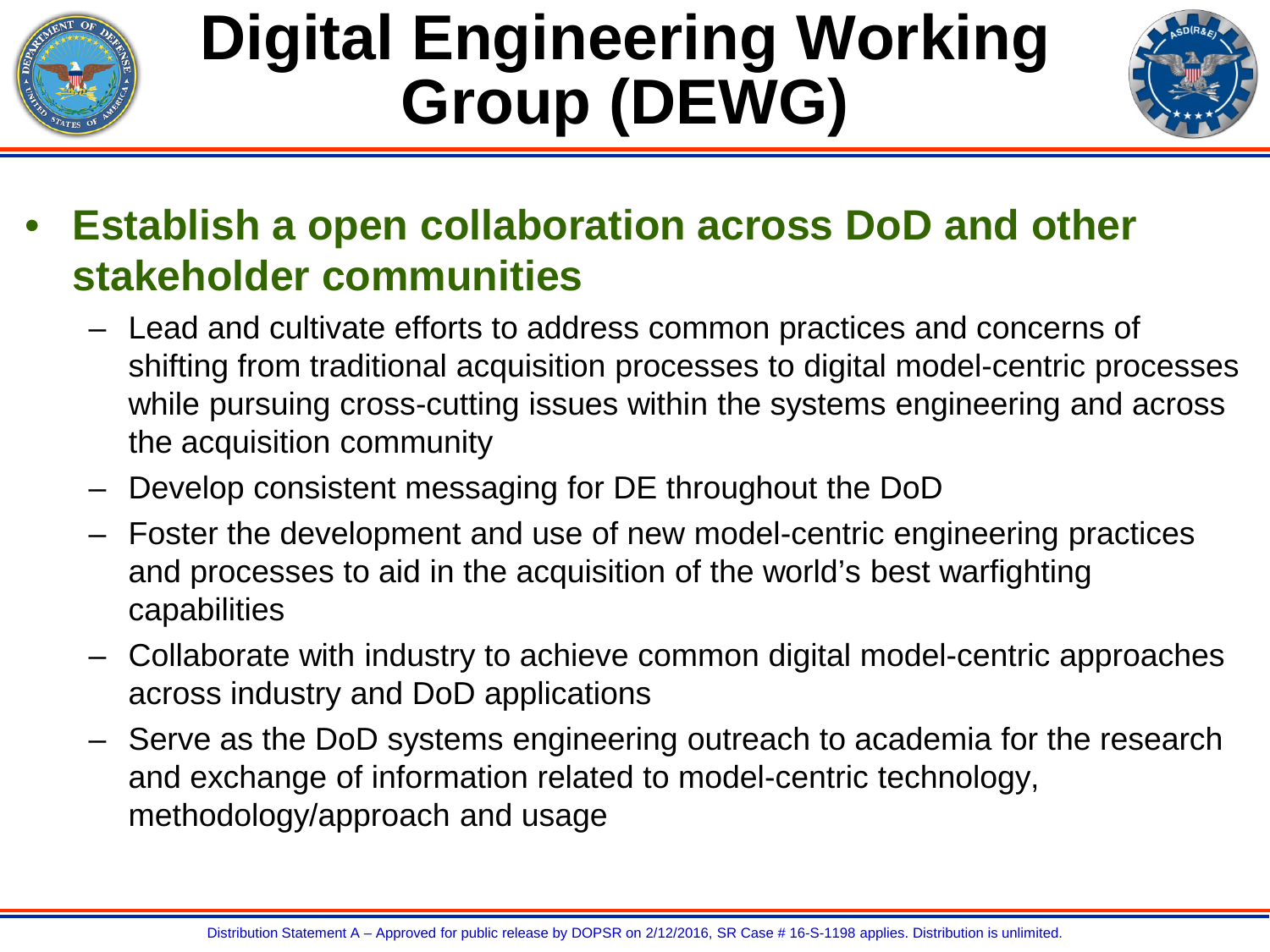# Digital Engineering Working Group (DEWG)

- **Establish a open collaboration across DoD and other stakeholder communities**
  - Lead and cultivate efforts to address common practices and concerns of shifting from traditional acquisition processes to digital model-centric processes while pursuing cross-cutting issues within the systems engineering and across the acquisition community
  - Develop consistent messaging for DE throughout the DoD
  - Foster the development and use of new model-centric engineering practices and processes to aid in the acquisition of the world's best warfighting capabilities
  - Collaborate with industry to achieve common digital model-centric approaches across industry and DoD applications
  - Serve as the DoD systems engineering outreach to academia for the research and exchange of information related to model-centric technology, methodology/approach and usage

Distribution Statement A – Approved for public release by DOPSR on 2/12/2016, SR Case # 16-S-1198 applies. Distribution is unlimited.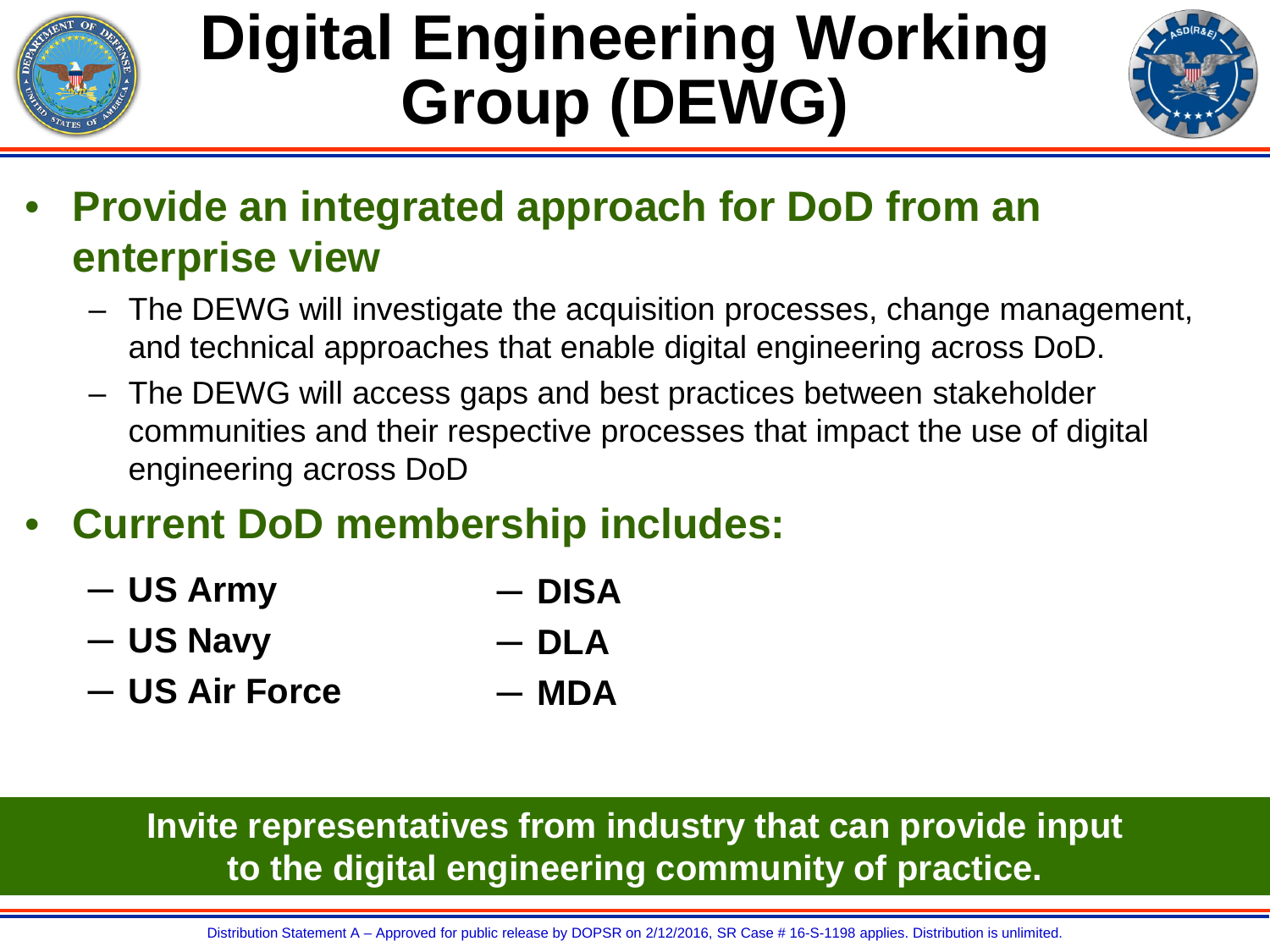# Digital Engineering Working Group (DEWG)

- **Provide an integrated approach for DoD from an enterprise view**
  - The DEWG will investigate the acquisition processes, change management, and technical approaches that enable digital engineering across DoD.
  - The DEWG will access gaps and best practices between stakeholder communities and their respective processes that impact the use of digital engineering across DoD
- **Current DoD membership includes:**
  - **US Army**
  - **US Navy**
  - **US Air Force**
  - **DISA**
  - **DLA**
  - **MDA**

**Invite representatives from industry that can provide input to the digital engineering community of practice.**

Distribution Statement A – Approved for public release by DOPSR on 2/12/2016, SR Case # 16-S-1198 applies. Distribution is unlimited.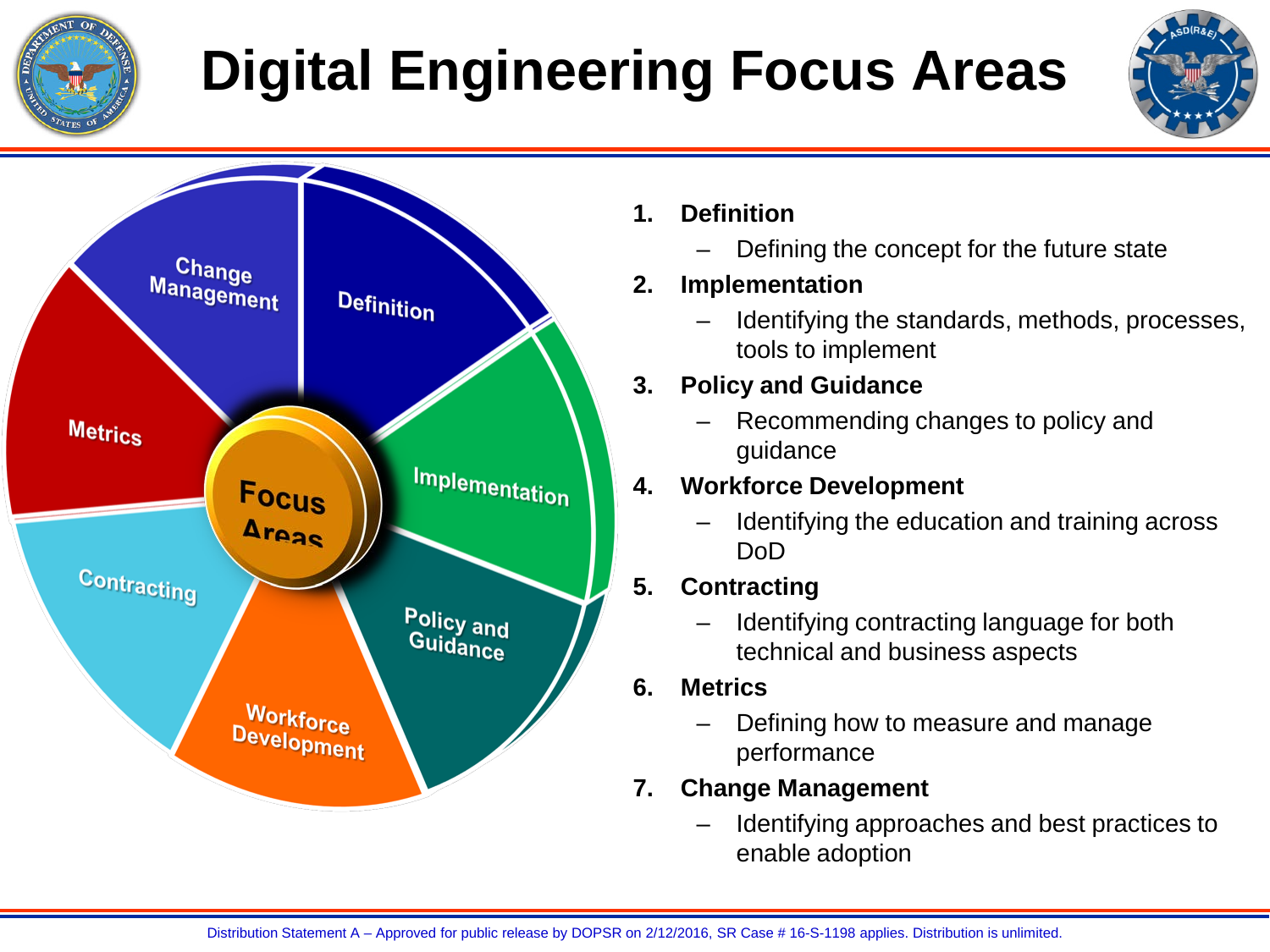# Digital Engineering Focus Areas

1. **Definition**
   - Defining the concept for the future state
2. **Implementation**
   - Identifying the standards, methods, processes, tools to implement
3. **Policy and Guidance**
   - Recommending changes to policy and guidance
4. **Workforce Development**
   - Identifying the education and training across DoD
5. **Contracting**
   - Identifying contracting language for both technical and business aspects
6. **Metrics**
   - Defining how to measure and manage performance
7. **Change Management**
   - Identifying approaches and best practices to enable adoption

Distribution Statement A – Approved for public release by DOPSR on 2/12/2016, SR Case # 16-S-1198 applies. Distribution is unlimited.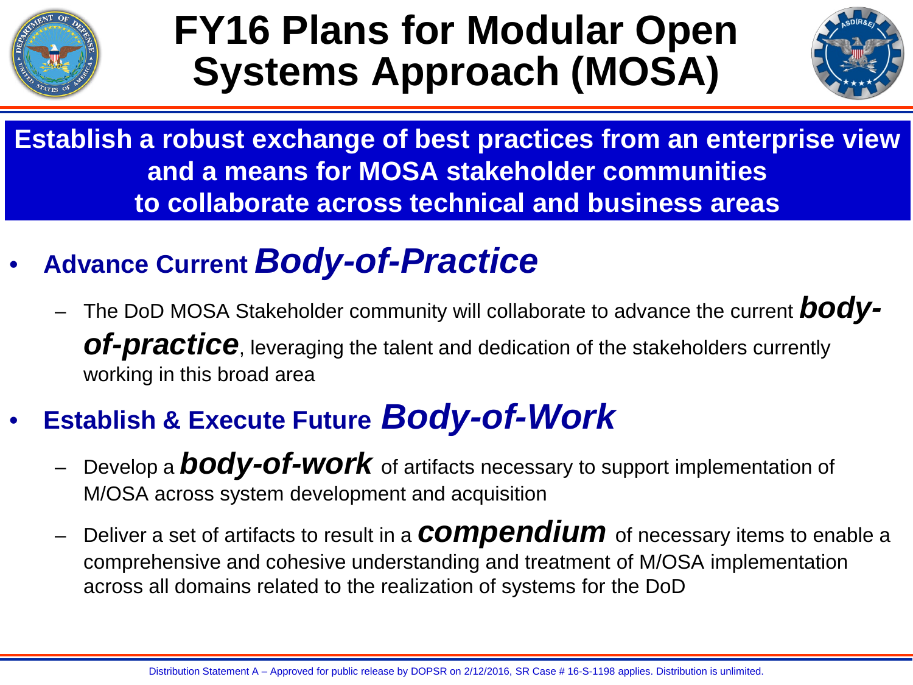# FY16 Plans for Modular Open Systems Approach (MOSA)

**Establish a robust exchange of best practices from an enterprise view and a means for MOSA stakeholder communities to collaborate across technical and business areas**

- **Advance Current *Body-of-Practice***
  - The DoD MOSA Stakeholder community will collaborate to advance the current ***body-of-practice***, leveraging the talent and dedication of the stakeholders currently working in this broad area
- **Establish & Execute Future *Body-of-Work***
  - Develop a ***body-of-work*** of artifacts necessary to support implementation of M/OSA across system development and acquisition
  - Deliver a set of artifacts to result in a ***compendium*** of necessary items to enable a comprehensive and cohesive understanding and treatment of M/OSA implementation across all domains related to the realization of systems for the DoD

Distribution Statement A – Approved for public release by DOPSR on 2/12/2016, SR Case # 16-S-1198 applies. Distribution is unlimited.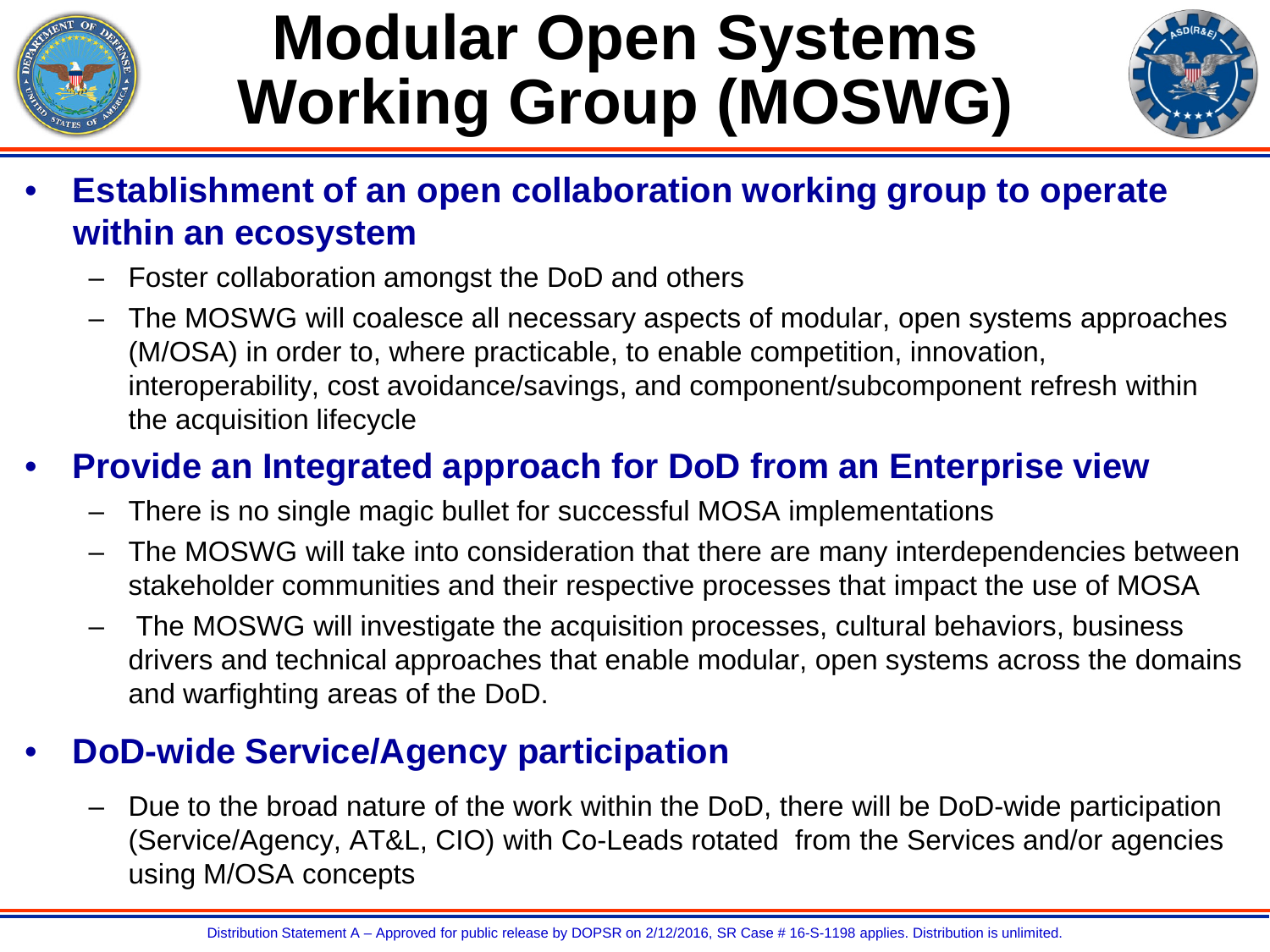# Modular Open Systems Working Group (MOSWG)

- **Establishment of an open collaboration working group to operate within an ecosystem**
  - Foster collaboration amongst the DoD and others
  - The MOSWG will coalesce all necessary aspects of modular, open systems approaches (M/OSA) in order to, where practicable, to enable competition, innovation, interoperability, cost avoidance/savings, and component/subcomponent refresh within the acquisition lifecycle
- **Provide an Integrated approach for DoD from an Enterprise view**
  - There is no single magic bullet for successful MOSA implementations
  - The MOSWG will take into consideration that there are many interdependencies between stakeholder communities and their respective processes that impact the use of MOSA
  - The MOSWG will investigate the acquisition processes, cultural behaviors, business drivers and technical approaches that enable modular, open systems across the domains and warfighting areas of the DoD.
- **DoD-wide Service/Agency participation**
  - Due to the broad nature of the work within the DoD, there will be DoD-wide participation (Service/Agency, AT&L, CIO) with Co-Leads rotated from the Services and/or agencies using M/OSA concepts

Distribution Statement A – Approved for public release by DOPSR on 2/12/2016, SR Case # 16-S-1198 applies. Distribution is unlimited.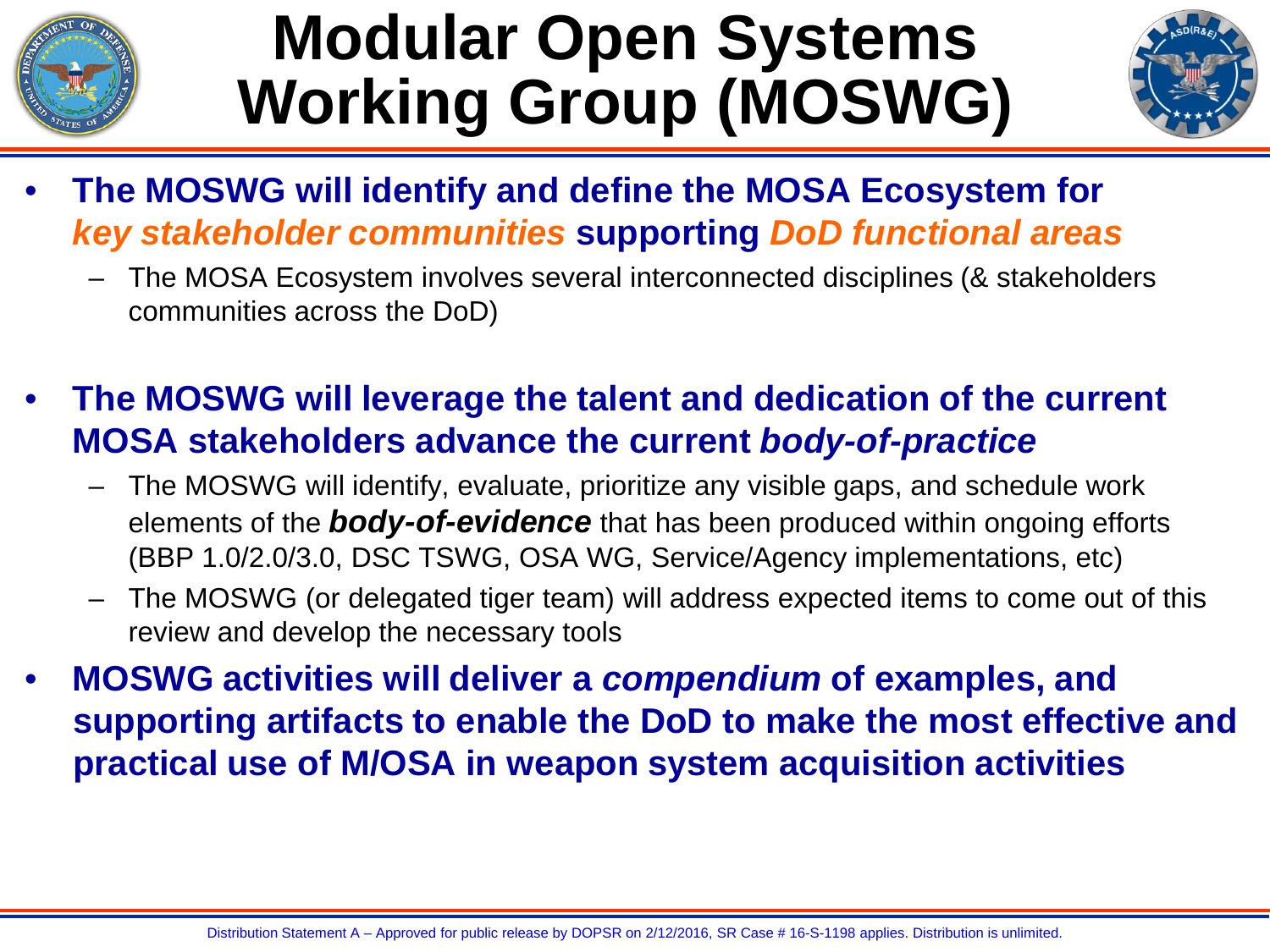# Modular Open Systems Working Group (MOSWG)

- **The MOSWG will identify and define the MOSA Ecosystem for *key stakeholder communities* supporting *DoD functional areas***
  - The MOSA Ecosystem involves several interconnected disciplines (& stakeholders communities across the DoD)
- **The MOSWG will leverage the talent and dedication of the current MOSA stakeholders advance the current *body-of-practice***
  - The MOSWG will identify, evaluate, prioritize any visible gaps, and schedule work elements of the ***body-of-evidence*** that has been produced within ongoing efforts (BBP 1.0/2.0/3.0, DSC TSWG, OSA WG, Service/Agency implementations, etc)
  - The MOSWG (or delegated tiger team) will address expected items to come out of this review and develop the necessary tools
- **MOSWG activities will deliver a *compendium* of examples, and supporting artifacts to enable the DoD to make the most effective and practical use of M/OSA in weapon system acquisition activities**

Distribution Statement A – Approved for public release by DOPSR on 2/12/2016, SR Case # 16-S-1198 applies. Distribution is unlimited.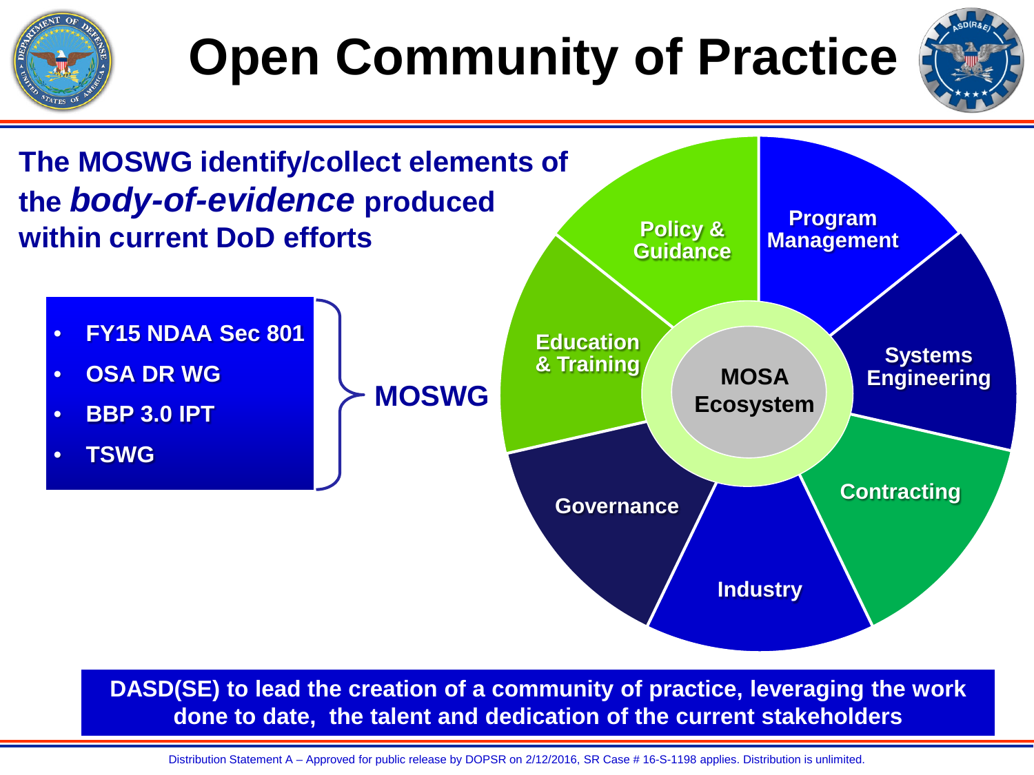# Open Community of Practice

**The MOSWG identify/collect elements of the *body-of-evidence* produced within current DoD efforts**

- **FY15 NDAA Sec 801**
- **OSA DR WG**
- **BBP 3.0 IPT**
- **TSWG**

**MOSWG**

**MOSA Ecosystem**

- Program Management
- Systems Engineering
- Contracting
- Industry
- Governance
- Education & Training
- Policy & Guidance

**DASD(SE) to lead the creation of a community of practice, leveraging the work done to date, the talent and dedication of the current stakeholders**

Distribution Statement A – Approved for public release by DOPSR on 2/12/2016, SR Case # 16-S-1198 applies. Distribution is unlimited.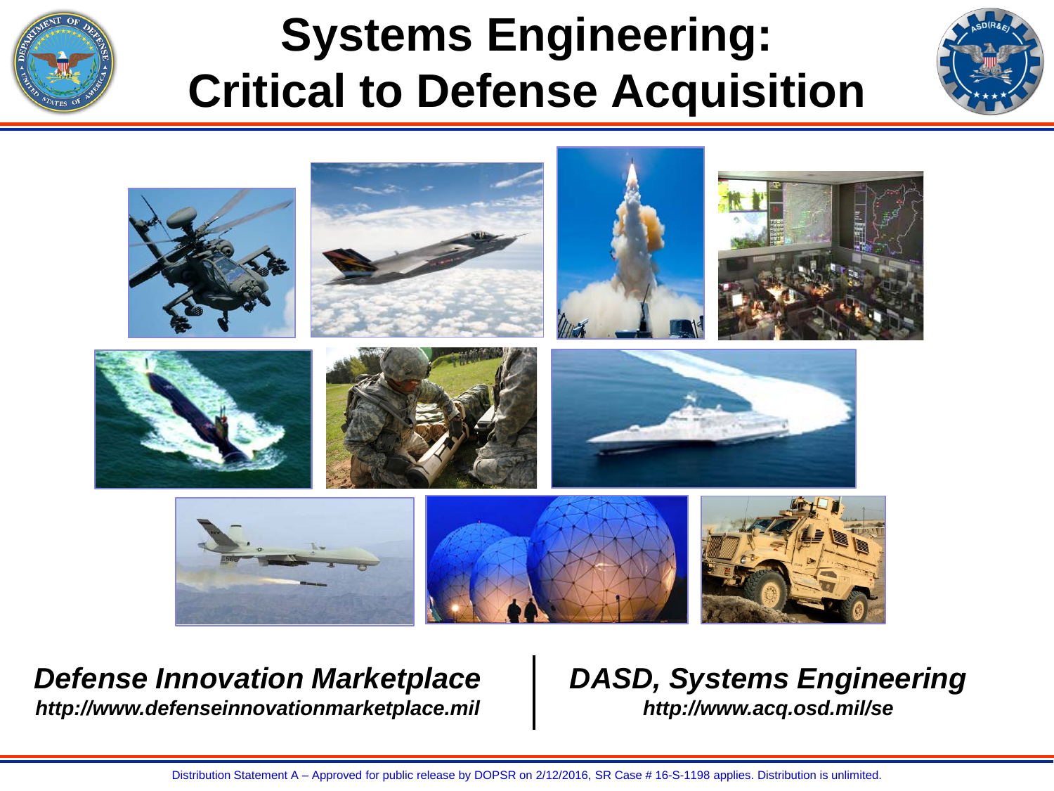# Systems Engineering: Critical to Defense Acquisition

***Defense Innovation Marketplace***
***http://www.defenseinnovationmarketplace.mil***

***DASD, Systems Engineering***
***http://www.acq.osd.mil/se***

Distribution Statement A – Approved for public release by DOPSR on 2/12/2016, SR Case # 16-S-1198 applies. Distribution is unlimited.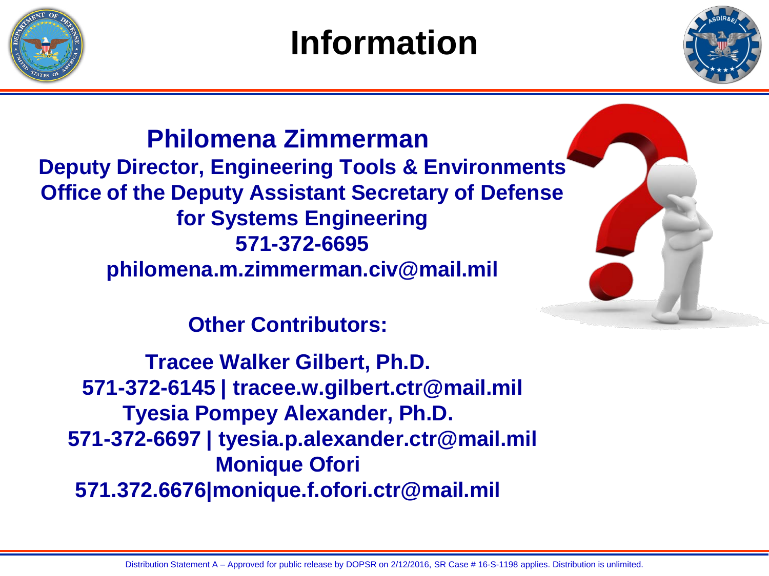# Information

**Philomena Zimmerman**

**Deputy Director, Engineering Tools & Environments**
**Office of the Deputy Assistant Secretary of Defense for Systems Engineering**
**571-372-6695**
**philomena.m.zimmerman.civ@mail.mil**

**Other Contributors:**

**Tracee Walker Gilbert, Ph.D.**
**571-372-6145 | tracee.w.gilbert.ctr@mail.mil**

**Tyesia Pompey Alexander, Ph.D.**
**571-372-6697 | tyesia.p.alexander.ctr@mail.mil**

**Monique Ofori**
**571.372.6676|monique.f.ofori.ctr@mail.mil**

Distribution Statement A – Approved for public release by DOPSR on 2/12/2016, SR Case # 16-S-1198 applies. Distribution is unlimited.